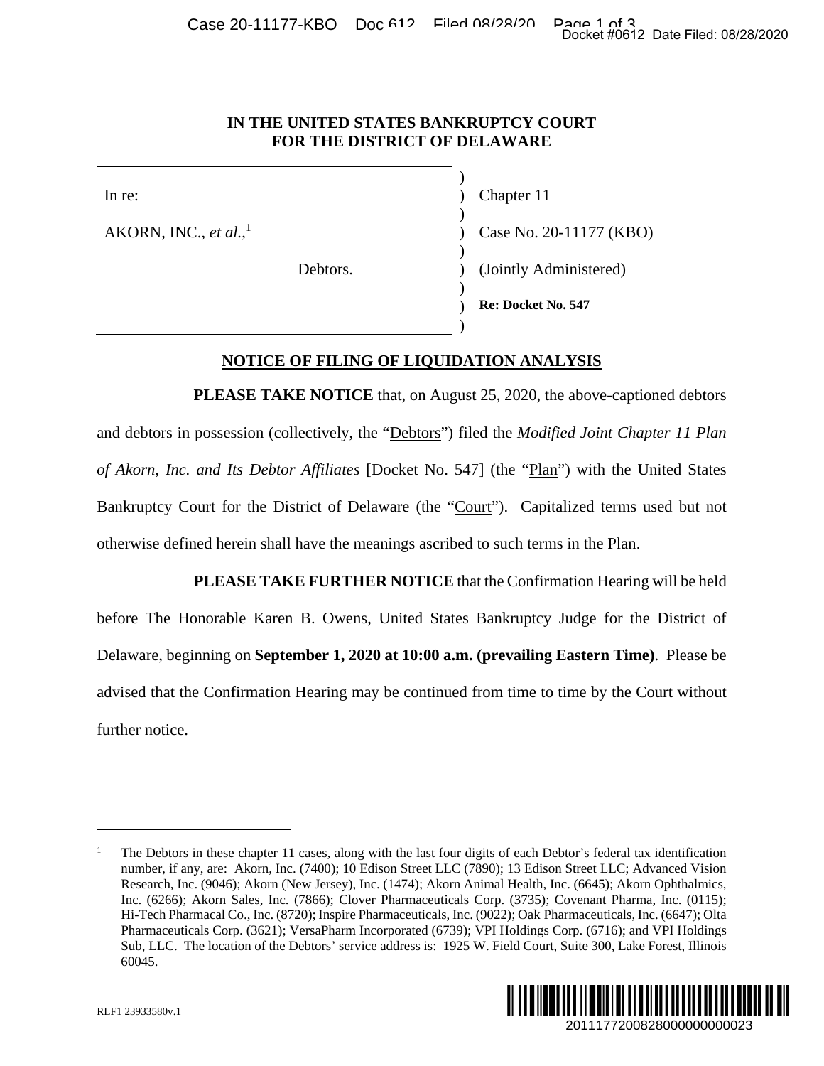**IN THE UNITED STATES BANKRUPTCY COURT**
**FOR THE DISTRICT OF DELAWARE**

| | | |
|---|---|---|
| In re: | ) | Chapter 11 |
| AKORN, INC., *et al.*,[1] | ) | Case No. 20-11177 (KBO) |
| Debtors. | ) | (Jointly Administered) |
| | ) | **Re: Docket No. 547** |

**NOTICE OF FILING OF LIQUIDATION ANALYSIS**

**PLEASE TAKE NOTICE** that, on August 25, 2020, the above-captioned debtors and debtors in possession (collectively, the "Debtors") filed the *Modified Joint Chapter 11 Plan of Akorn, Inc. and Its Debtor Affiliates* [Docket No. 547] (the "Plan") with the United States Bankruptcy Court for the District of Delaware (the "Court"). Capitalized terms used but not otherwise defined herein shall have the meanings ascribed to such terms in the Plan.

**PLEASE TAKE FURTHER NOTICE** that the Confirmation Hearing will be held before The Honorable Karen B. Owens, United States Bankruptcy Judge for the District of Delaware, beginning on **September 1, 2020 at 10:00 a.m. (prevailing Eastern Time)**. Please be advised that the Confirmation Hearing may be continued from time to time by the Court without further notice.

[1] The Debtors in these chapter 11 cases, along with the last four digits of each Debtor's federal tax identification number, if any, are: Akorn, Inc. (7400); 10 Edison Street LLC (7890); 13 Edison Street LLC; Advanced Vision Research, Inc. (9046); Akorn (New Jersey), Inc. (1474); Akorn Animal Health, Inc. (6645); Akorn Ophthalmics, Inc. (6266); Akorn Sales, Inc. (7866); Clover Pharmaceuticals Corp. (3735); Covenant Pharma, Inc. (0115); Hi-Tech Pharmacal Co., Inc. (8720); Inspire Pharmaceuticals, Inc. (9022); Oak Pharmaceuticals, Inc. (6647); Olta Pharmaceuticals Corp. (3621); VersaPharm Incorporated (6739); VPI Holdings Corp. (6716); and VPI Holdings Sub, LLC. The location of the Debtors' service address is: 1925 W. Field Court, Suite 300, Lake Forest, Illinois 60045.

RLF1 23933580v.1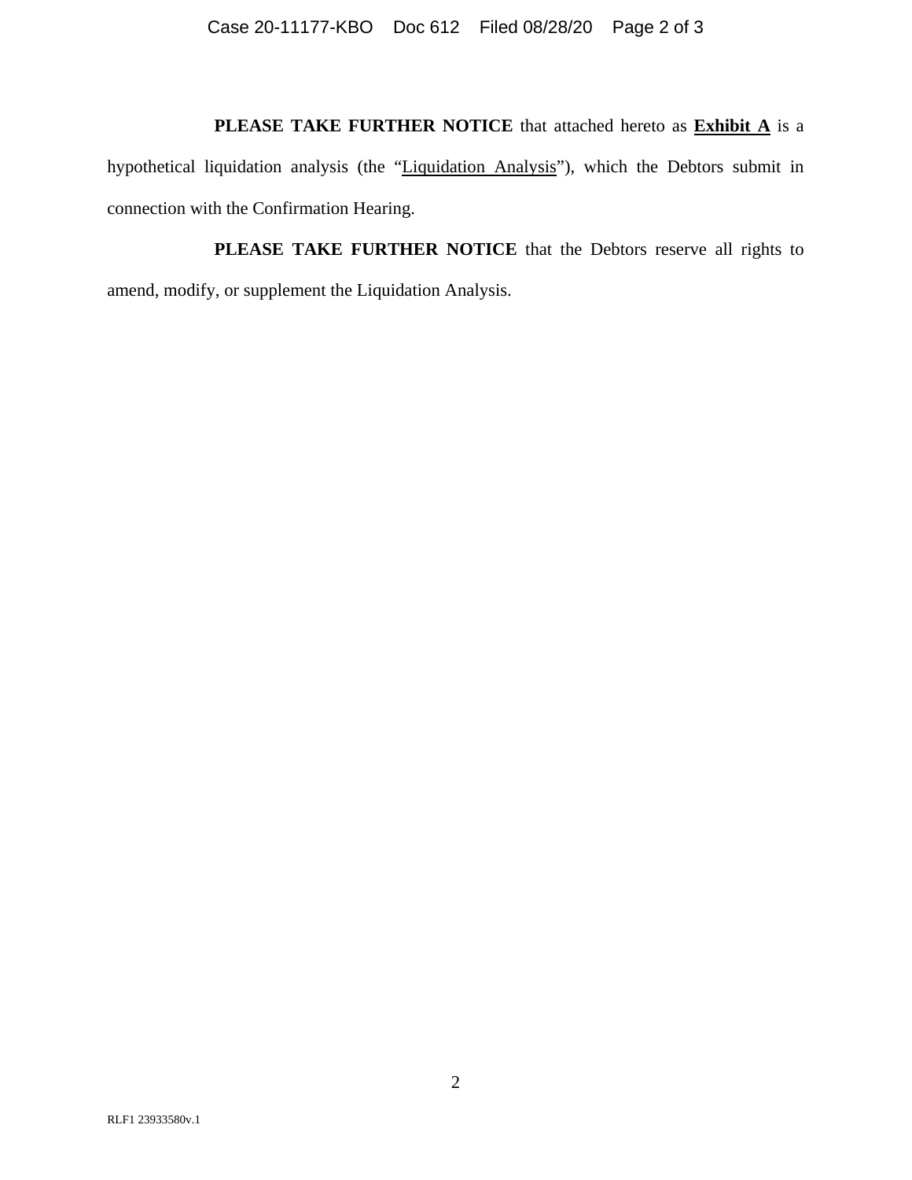**PLEASE TAKE FURTHER NOTICE** that attached hereto as **Exhibit A** is a hypothetical liquidation analysis (the "Liquidation Analysis"), which the Debtors submit in connection with the Confirmation Hearing.

**PLEASE TAKE FURTHER NOTICE** that the Debtors reserve all rights to amend, modify, or supplement the Liquidation Analysis.

RLF1 23933580v.1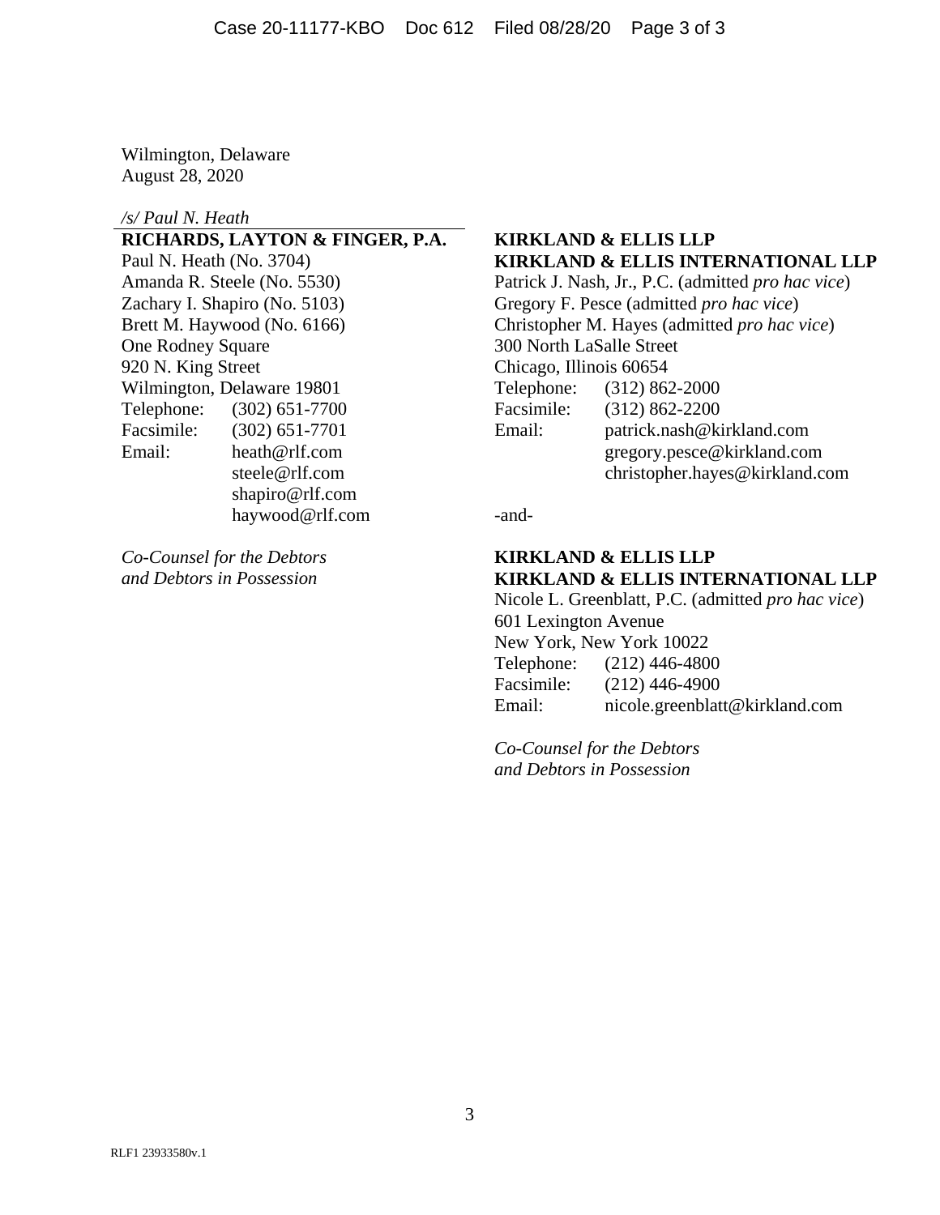Wilmington, Delaware
August 28, 2020

*/s/ Paul N. Heath*

**RICHARDS, LAYTON & FINGER, P.A.**
Paul N. Heath (No. 3704)
Amanda R. Steele (No. 5530)
Zachary I. Shapiro (No. 5103)
Brett M. Haywood (No. 6166)
One Rodney Square
920 N. King Street
Wilmington, Delaware 19801
Telephone: (302) 651-7700
Facsimile: (302) 651-7701
Email: heath@rlf.com
steele@rlf.com
shapiro@rlf.com
haywood@rlf.com

*Co-Counsel for the Debtors and Debtors in Possession*

**KIRKLAND & ELLIS LLP**
**KIRKLAND & ELLIS INTERNATIONAL LLP**
Patrick J. Nash, Jr., P.C. (admitted *pro hac vice*)
Gregory F. Pesce (admitted *pro hac vice*)
Christopher M. Hayes (admitted *pro hac vice*)
300 North LaSalle Street
Chicago, Illinois 60654
Telephone: (312) 862-2000
Facsimile: (312) 862-2200
Email: patrick.nash@kirkland.com
gregory.pesce@kirkland.com
christopher.hayes@kirkland.com

-and-

**KIRKLAND & ELLIS LLP**
**KIRKLAND & ELLIS INTERNATIONAL LLP**
Nicole L. Greenblatt, P.C. (admitted *pro hac vice*)
601 Lexington Avenue
New York, New York 10022
Telephone: (212) 446-4800
Facsimile: (212) 446-4900
Email: nicole.greenblatt@kirkland.com

*Co-Counsel for the Debtors and Debtors in Possession*

RLF1 23933580v.1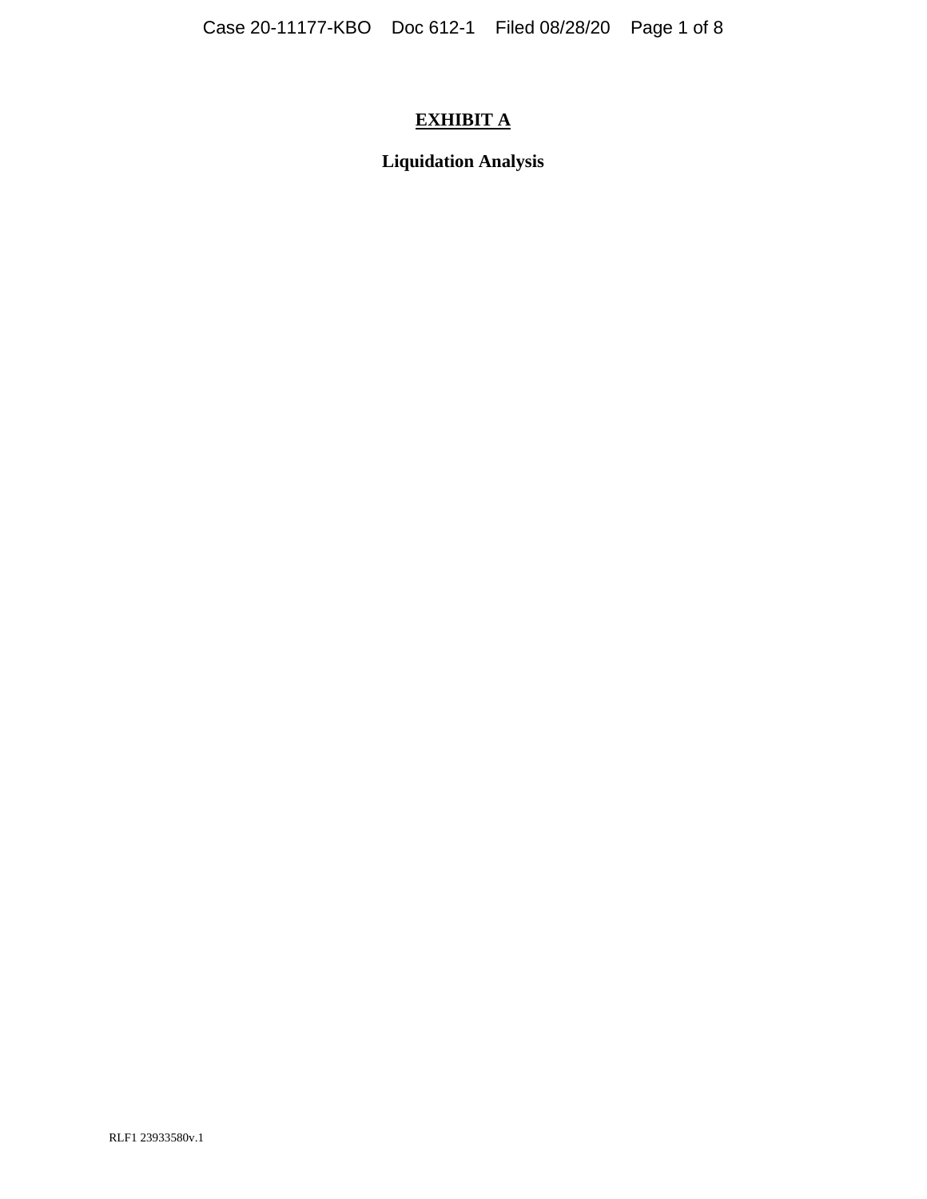# EXHIBIT A

## Liquidation Analysis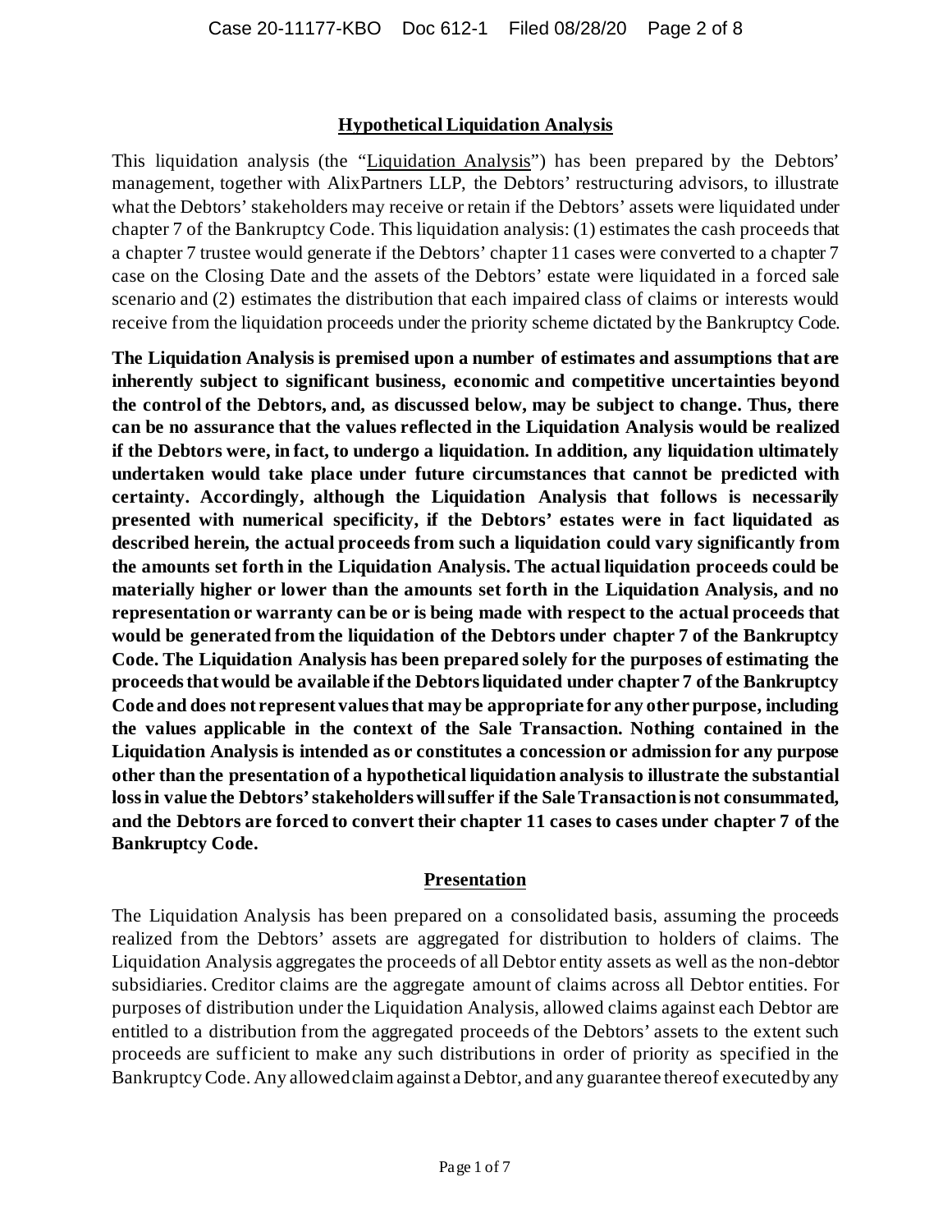## Hypothetical Liquidation Analysis

This liquidation analysis (the "Liquidation Analysis") has been prepared by the Debtors' management, together with AlixPartners LLP, the Debtors' restructuring advisors, to illustrate what the Debtors' stakeholders may receive or retain if the Debtors' assets were liquidated under chapter 7 of the Bankruptcy Code. This liquidation analysis: (1) estimates the cash proceeds that a chapter 7 trustee would generate if the Debtors' chapter 11 cases were converted to a chapter 7 case on the Closing Date and the assets of the Debtors' estate were liquidated in a forced sale scenario and (2) estimates the distribution that each impaired class of claims or interests would receive from the liquidation proceeds under the priority scheme dictated by the Bankruptcy Code.

**The Liquidation Analysis is premised upon a number of estimates and assumptions that are inherently subject to significant business, economic and competitive uncertainties beyond the control of the Debtors, and, as discussed below, may be subject to change. Thus, there can be no assurance that the values reflected in the Liquidation Analysis would be realized if the Debtors were, in fact, to undergo a liquidation. In addition, any liquidation ultimately undertaken would take place under future circumstances that cannot be predicted with certainty. Accordingly, although the Liquidation Analysis that follows is necessarily presented with numerical specificity, if the Debtors' estates were in fact liquidated as described herein, the actual proceeds from such a liquidation could vary significantly from the amounts set forth in the Liquidation Analysis. The actual liquidation proceeds could be materially higher or lower than the amounts set forth in the Liquidation Analysis, and no representation or warranty can be or is being made with respect to the actual proceeds that would be generated from the liquidation of the Debtors under chapter 7 of the Bankruptcy Code. The Liquidation Analysis has been prepared solely for the purposes of estimating the proceeds that would be available if the Debtors liquidated under chapter 7 of the Bankruptcy Code and does not represent values that may be appropriate for any other purpose, including the values applicable in the context of the Sale Transaction. Nothing contained in the Liquidation Analysis is intended as or constitutes a concession or admission for any purpose other than the presentation of a hypothetical liquidation analysis to illustrate the substantial loss in value the Debtors' stakeholders will suffer if the Sale Transaction is not consummated, and the Debtors are forced to convert their chapter 11 cases to cases under chapter 7 of the Bankruptcy Code.**

## Presentation

The Liquidation Analysis has been prepared on a consolidated basis, assuming the proceeds realized from the Debtors' assets are aggregated for distribution to holders of claims. The Liquidation Analysis aggregates the proceeds of all Debtor entity assets as well as the non-debtor subsidiaries. Creditor claims are the aggregate amount of claims across all Debtor entities. For purposes of distribution under the Liquidation Analysis, allowed claims against each Debtor are entitled to a distribution from the aggregated proceeds of the Debtors' assets to the extent such proceeds are sufficient to make any such distributions in order of priority as specified in the Bankruptcy Code. Any allowed claim against a Debtor, and any guarantee thereof executed by any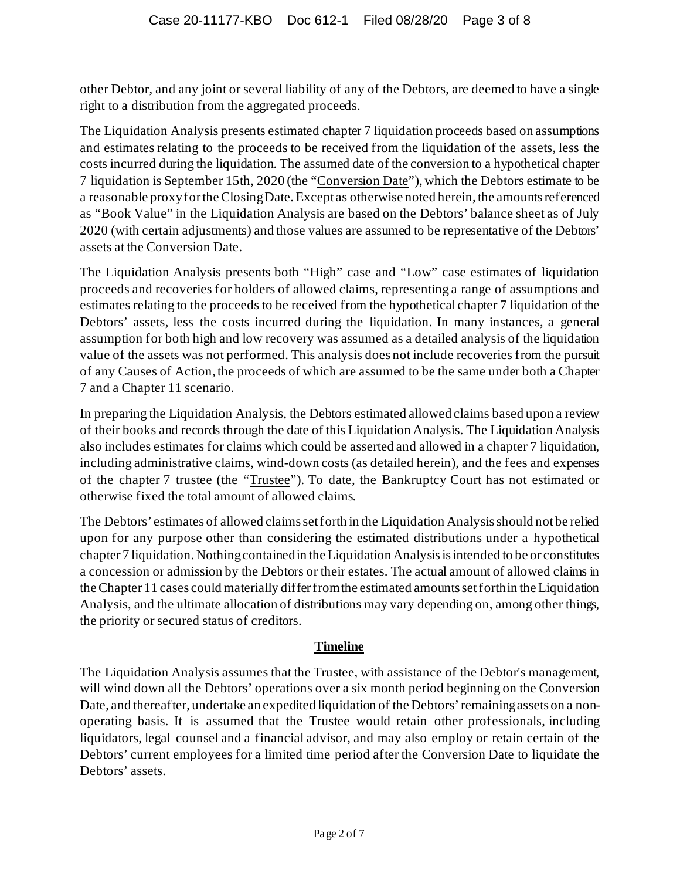other Debtor, and any joint or several liability of any of the Debtors, are deemed to have a single right to a distribution from the aggregated proceeds.

The Liquidation Analysis presents estimated chapter 7 liquidation proceeds based on assumptions and estimates relating to the proceeds to be received from the liquidation of the assets, less the costs incurred during the liquidation. The assumed date of the conversion to a hypothetical chapter 7 liquidation is September 15th, 2020 (the "Conversion Date"), which the Debtors estimate to be a reasonable proxy for the Closing Date. Except as otherwise noted herein, the amounts referenced as "Book Value" in the Liquidation Analysis are based on the Debtors' balance sheet as of July 2020 (with certain adjustments) and those values are assumed to be representative of the Debtors' assets at the Conversion Date.

The Liquidation Analysis presents both "High" case and "Low" case estimates of liquidation proceeds and recoveries for holders of allowed claims, representing a range of assumptions and estimates relating to the proceeds to be received from the hypothetical chapter 7 liquidation of the Debtors' assets, less the costs incurred during the liquidation. In many instances, a general assumption for both high and low recovery was assumed as a detailed analysis of the liquidation value of the assets was not performed. This analysis does not include recoveries from the pursuit of any Causes of Action, the proceeds of which are assumed to be the same under both a Chapter 7 and a Chapter 11 scenario.

In preparing the Liquidation Analysis, the Debtors estimated allowed claims based upon a review of their books and records through the date of this Liquidation Analysis. The Liquidation Analysis also includes estimates for claims which could be asserted and allowed in a chapter 7 liquidation, including administrative claims, wind-down costs (as detailed herein), and the fees and expenses of the chapter 7 trustee (the "Trustee"). To date, the Bankruptcy Court has not estimated or otherwise fixed the total amount of allowed claims.

The Debtors' estimates of allowed claims set forth in the Liquidation Analysis should not be relied upon for any purpose other than considering the estimated distributions under a hypothetical chapter 7 liquidation. Nothing contained in the Liquidation Analysis is intended to be or constitutes a concession or admission by the Debtors or their estates. The actual amount of allowed claims in the Chapter 11 cases could materially differ from the estimated amounts set forth in the Liquidation Analysis, and the ultimate allocation of distributions may vary depending on, among other things, the priority or secured status of creditors.

## Timeline

The Liquidation Analysis assumes that the Trustee, with assistance of the Debtor's management, will wind down all the Debtors' operations over a six month period beginning on the Conversion Date, and thereafter, undertake an expedited liquidation of the Debtors' remaining assets on a non-operating basis. It is assumed that the Trustee would retain other professionals, including liquidators, legal counsel and a financial advisor, and may also employ or retain certain of the Debtors' current employees for a limited time period after the Conversion Date to liquidate the Debtors' assets.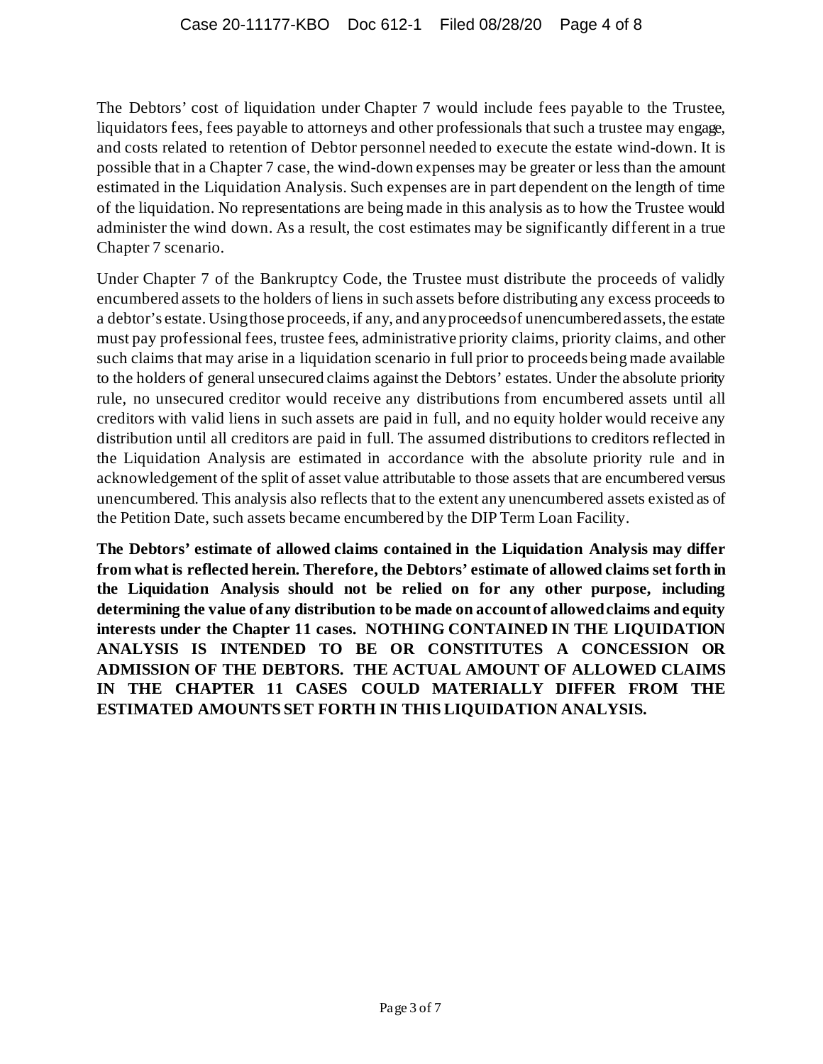The Debtors' cost of liquidation under Chapter 7 would include fees payable to the Trustee, liquidators fees, fees payable to attorneys and other professionals that such a trustee may engage, and costs related to retention of Debtor personnel needed to execute the estate wind-down. It is possible that in a Chapter 7 case, the wind-down expenses may be greater or less than the amount estimated in the Liquidation Analysis. Such expenses are in part dependent on the length of time of the liquidation. No representations are being made in this analysis as to how the Trustee would administer the wind down. As a result, the cost estimates may be significantly different in a true Chapter 7 scenario.

Under Chapter 7 of the Bankruptcy Code, the Trustee must distribute the proceeds of validly encumbered assets to the holders of liens in such assets before distributing any excess proceeds to a debtor's estate. Using those proceeds, if any, and any proceeds of unencumbered assets, the estate must pay professional fees, trustee fees, administrative priority claims, priority claims, and other such claims that may arise in a liquidation scenario in full prior to proceeds being made available to the holders of general unsecured claims against the Debtors' estates. Under the absolute priority rule, no unsecured creditor would receive any distributions from encumbered assets until all creditors with valid liens in such assets are paid in full, and no equity holder would receive any distribution until all creditors are paid in full. The assumed distributions to creditors reflected in the Liquidation Analysis are estimated in accordance with the absolute priority rule and in acknowledgement of the split of asset value attributable to those assets that are encumbered versus unencumbered. This analysis also reflects that to the extent any unencumbered assets existed as of the Petition Date, such assets became encumbered by the DIP Term Loan Facility.

**The Debtors' estimate of allowed claims contained in the Liquidation Analysis may differ from what is reflected herein. Therefore, the Debtors' estimate of allowed claims set forth in the Liquidation Analysis should not be relied on for any other purpose, including determining the value of any distribution to be made on account of allowed claims and equity interests under the Chapter 11 cases. NOTHING CONTAINED IN THE LIQUIDATION ANALYSIS IS INTENDED TO BE OR CONSTITUTES A CONCESSION OR ADMISSION OF THE DEBTORS. THE ACTUAL AMOUNT OF ALLOWED CLAIMS IN THE CHAPTER 11 CASES COULD MATERIALLY DIFFER FROM THE ESTIMATED AMOUNTS SET FORTH IN THIS LIQUIDATION ANALYSIS.**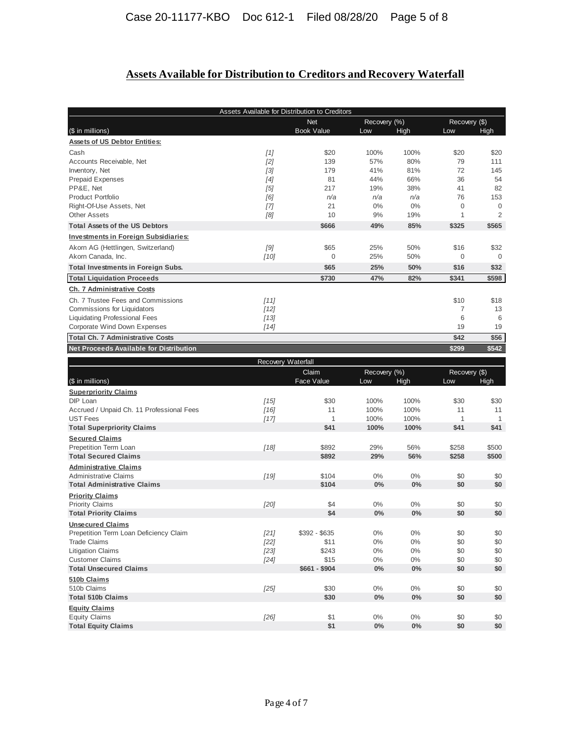## Assets Available for Distribution to Creditors and Recovery Waterfall

| Assets Available for Distribution to Creditors | | | | | | |
|---|---|---|---|---|---|---|
| | | Net | Recovery (%) | | Recovery ($) | |
| ($ in millions) | | Book Value | Low | High | Low | High |
| **Assets of US Debtor Entities:** | | | | | | |
| Cash | [1] | $20 | 100% | 100% | $20 | $20 |
| Accounts Receivable, Net | [2] | 139 | 57% | 80% | 79 | 111 |
| Inventory, Net | [3] | 179 | 41% | 81% | 72 | 145 |
| Prepaid Expenses | [4] | 81 | 44% | 66% | 36 | 54 |
| PP&E, Net | [5] | 217 | 19% | 38% | 41 | 82 |
| Product Portfolio | [6] | n/a | n/a | n/a | 76 | 153 |
| Right-Of-Use Assets, Net | [7] | 21 | 0% | 0% | 0 | 0 |
| Other Assets | [8] | 10 | 9% | 19% | 1 | 2 |
| **Total Assets of the US Debtors** | | **$666** | **49%** | **85%** | **$325** | **$565** |
| **Investments in Foreign Subsidiaries:** | | | | | | |
| Akorn AG (Hettlingen, Switzerland) | [9] | $65 | 25% | 50% | $16 | $32 |
| Akorn Canada, Inc. | [10] | 0 | 25% | 50% | 0 | 0 |
| **Total Investments in Foreign Subs.** | | **$65** | **25%** | **50%** | **$16** | **$32** |
| **Total Liquidation Proceeds** | | **$730** | **47%** | **82%** | **$341** | **$598** |
| **Ch. 7 Administrative Costs** | | | | | | |
| Ch. 7 Trustee Fees and Commissions | [11] | | | | $10 | $18 |
| Commissions for Liquidators | [12] | | | | 7 | 13 |
| Liquidating Professional Fees | [13] | | | | 6 | 6 |
| Corporate Wind Down Expenses | [14] | | | | 19 | 19 |
| **Total Ch. 7 Administrative Costs** | | | | | **$42** | **$56** |
| **Net Proceeds Available for Distribution** | | | | | **$299** | **$542** |

| Recovery Waterfall | | | | | | |
|---|---|---|---|---|---|---|
| | | Claim | Recovery (%) | | Recovery ($) | |
| ($ in millions) | | Face Value | Low | High | Low | High |
| **Superpriority Claims** | | | | | | |
| DIP Loan | [15] | $30 | 100% | 100% | $30 | $30 |
| Accrued / Unpaid Ch. 11 Professional Fees | [16] | 11 | 100% | 100% | 11 | 11 |
| UST Fees | [17] | 1 | 100% | 100% | 1 | 1 |
| **Total Superpriority Claims** | | **$41** | **100%** | **100%** | **$41** | **$41** |
| **Secured Claims** | | | | | | |
| Prepetition Term Loan | [18] | $892 | 29% | 56% | $258 | $500 |
| **Total Secured Claims** | | **$892** | **29%** | **56%** | **$258** | **$500** |
| **Administrative Claims** | | | | | | |
| Administrative Claims | [19] | $104 | 0% | 0% | $0 | $0 |
| **Total Administrative Claims** | | **$104** | **0%** | **0%** | **$0** | **$0** |
| **Priority Claims** | | | | | | |
| Priority Claims | [20] | $4 | 0% | 0% | $0 | $0 |
| **Total Priority Claims** | | **$4** | **0%** | **0%** | **$0** | **$0** |
| **Unsecured Claims** | | | | | | |
| Prepetition Term Loan Deficiency Claim | [21] | $392 - $635 | 0% | 0% | $0 | $0 |
| Trade Claims | [22] | $11 | 0% | 0% | $0 | $0 |
| Litigation Claims | [23] | $243 | 0% | 0% | $0 | $0 |
| Customer Claims | [24] | $15 | 0% | 0% | $0 | $0 |
| **Total Unsecured Claims** | | **$661 - $904** | **0%** | **0%** | **$0** | **$0** |
| **510b Claims** | | | | | | |
| 510b Claims | [25] | $30 | 0% | 0% | $0 | $0 |
| **Total 510b Claims** | | **$30** | **0%** | **0%** | **$0** | **$0** |
| **Equity Claims** | | | | | | |
| Equity Claims | [26] | $1 | 0% | 0% | $0 | $0 |
| **Total Equity Claims** | | **$1** | **0%** | **0%** | **$0** | **$0** |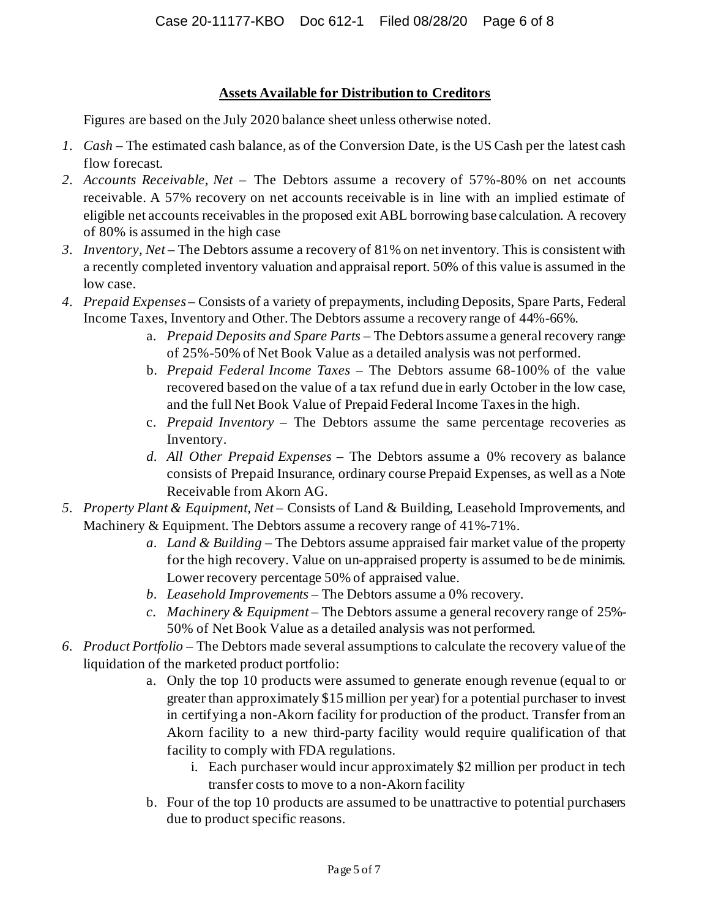## Assets Available for Distribution to Creditors

Figures are based on the July 2020 balance sheet unless otherwise noted.

1. *Cash* – The estimated cash balance, as of the Conversion Date, is the US Cash per the latest cash flow forecast.
2. *Accounts Receivable, Net* – The Debtors assume a recovery of 57%-80% on net accounts receivable. A 57% recovery on net accounts receivable is in line with an implied estimate of eligible net accounts receivables in the proposed exit ABL borrowing base calculation. A recovery of 80% is assumed in the high case
3. *Inventory, Net* – The Debtors assume a recovery of 81% on net inventory. This is consistent with a recently completed inventory valuation and appraisal report. 50% of this value is assumed in the low case.
4. *Prepaid Expenses* – Consists of a variety of prepayments, including Deposits, Spare Parts, Federal Income Taxes, Inventory and Other. The Debtors assume a recovery range of 44%-66%.
   a. *Prepaid Deposits and Spare Parts* – The Debtors assume a general recovery range of 25%-50% of Net Book Value as a detailed analysis was not performed.
   b. *Prepaid Federal Income Taxes* – The Debtors assume 68-100% of the value recovered based on the value of a tax refund due in early October in the low case, and the full Net Book Value of Prepaid Federal Income Taxes in the high.
   c. *Prepaid Inventory* – The Debtors assume the same percentage recoveries as Inventory.
   d. *All Other Prepaid Expenses* – The Debtors assume a 0% recovery as balance consists of Prepaid Insurance, ordinary course Prepaid Expenses, as well as a Note Receivable from Akorn AG.
5. *Property Plant & Equipment, Net* – Consists of Land & Building, Leasehold Improvements, and Machinery & Equipment. The Debtors assume a recovery range of 41%-71%.
   a. *Land & Building* – The Debtors assume appraised fair market value of the property for the high recovery. Value on un-appraised property is assumed to be de minimis. Lower recovery percentage 50% of appraised value.
   b. *Leasehold Improvements* – The Debtors assume a 0% recovery.
   c. *Machinery & Equipment* – The Debtors assume a general recovery range of 25%-50% of Net Book Value as a detailed analysis was not performed.
6. *Product Portfolio* – The Debtors made several assumptions to calculate the recovery value of the liquidation of the marketed product portfolio:
   a. Only the top 10 products were assumed to generate enough revenue (equal to or greater than approximately $15 million per year) for a potential purchaser to invest in certifying a non-Akorn facility for production of the product. Transfer from an Akorn facility to a new third-party facility would require qualification of that facility to comply with FDA regulations.
      i. Each purchaser would incur approximately $2 million per product in tech transfer costs to move to a non-Akorn facility
   b. Four of the top 10 products are assumed to be unattractive to potential purchasers due to product specific reasons.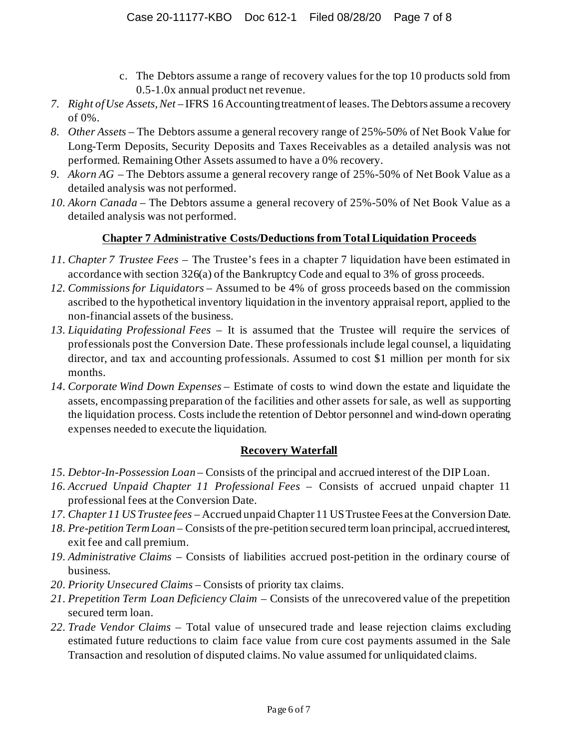c. The Debtors assume a range of recovery values for the top 10 products sold from 0.5-1.0x annual product net revenue.

7. *Right of Use Assets, Net* – IFRS 16 Accounting treatment of leases. The Debtors assume a recovery of 0%.
8. *Other Assets* – The Debtors assume a general recovery range of 25%-50% of Net Book Value for Long-Term Deposits, Security Deposits and Taxes Receivables as a detailed analysis was not performed. Remaining Other Assets assumed to have a 0% recovery.
9. *Akorn AG* – The Debtors assume a general recovery range of 25%-50% of Net Book Value as a detailed analysis was not performed.
10. *Akorn Canada* – The Debtors assume a general recovery of 25%-50% of Net Book Value as a detailed analysis was not performed.

**Chapter 7 Administrative Costs/Deductions from Total Liquidation Proceeds**

11. *Chapter 7 Trustee Fees* – The Trustee's fees in a chapter 7 liquidation have been estimated in accordance with section 326(a) of the Bankruptcy Code and equal to 3% of gross proceeds.
12. *Commissions for Liquidators* – Assumed to be 4% of gross proceeds based on the commission ascribed to the hypothetical inventory liquidation in the inventory appraisal report, applied to the non-financial assets of the business.
13. *Liquidating Professional Fees* – It is assumed that the Trustee will require the services of professionals post the Conversion Date. These professionals include legal counsel, a liquidating director, and tax and accounting professionals. Assumed to cost $1 million per month for six months.
14. *Corporate Wind Down Expenses* – Estimate of costs to wind down the estate and liquidate the assets, encompassing preparation of the facilities and other assets for sale, as well as supporting the liquidation process. Costs include the retention of Debtor personnel and wind-down operating expenses needed to execute the liquidation.

**Recovery Waterfall**

15. *Debtor-In-Possession Loan* – Consists of the principal and accrued interest of the DIP Loan.
16. *Accrued Unpaid Chapter 11 Professional Fees* – Consists of accrued unpaid chapter 11 professional fees at the Conversion Date.
17. *Chapter 11 US Trustee fees* – Accrued unpaid Chapter 11 US Trustee Fees at the Conversion Date.
18. *Pre-petition Term Loan* – Consists of the pre-petition secured term loan principal, accrued interest, exit fee and call premium.
19. *Administrative Claims* – Consists of liabilities accrued post-petition in the ordinary course of business.
20. *Priority Unsecured Claims* – Consists of priority tax claims.
21. *Prepetition Term Loan Deficiency Claim* – Consists of the unrecovered value of the prepetition secured term loan.
22. *Trade Vendor Claims* – Total value of unsecured trade and lease rejection claims excluding estimated future reductions to claim face value from cure cost payments assumed in the Sale Transaction and resolution of disputed claims. No value assumed for unliquidated claims.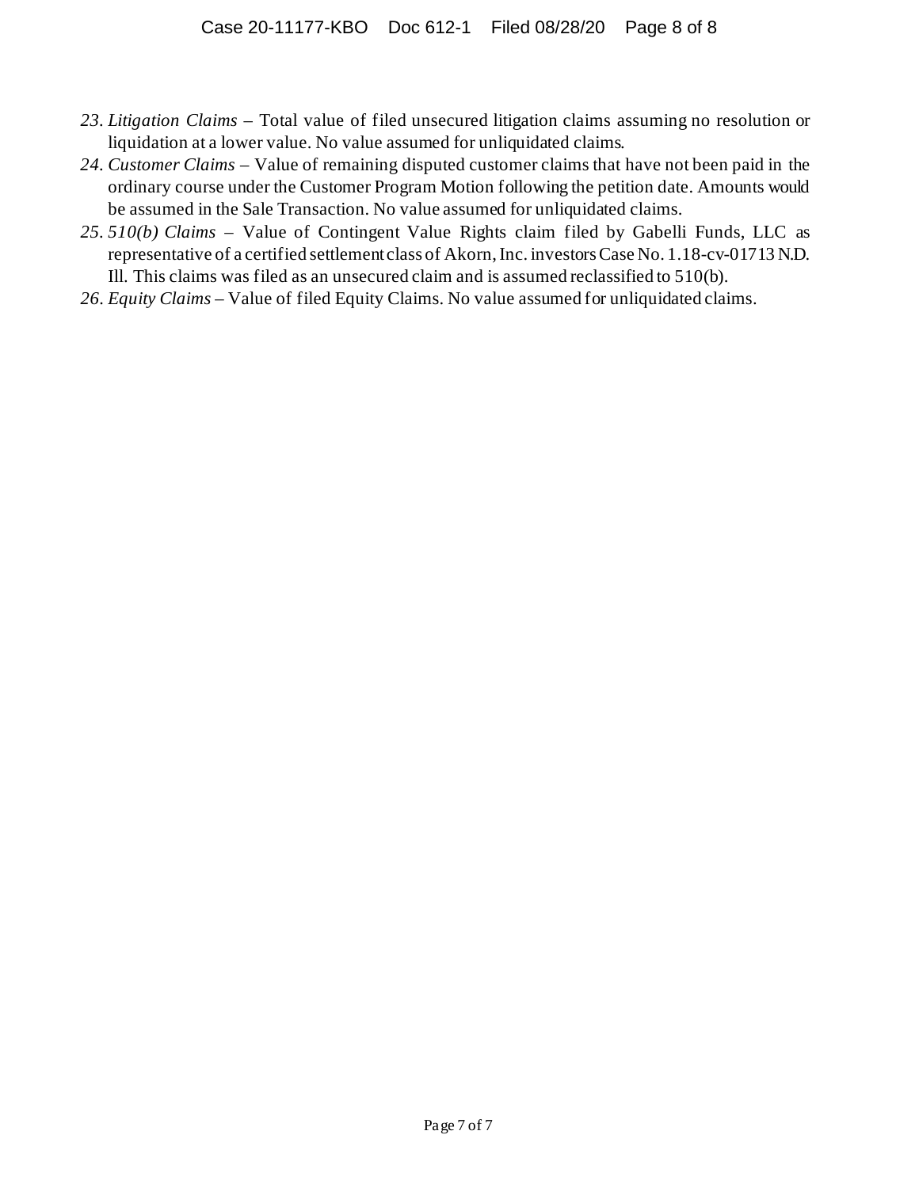23. *Litigation Claims* – Total value of filed unsecured litigation claims assuming no resolution or liquidation at a lower value. No value assumed for unliquidated claims.
24. *Customer Claims* – Value of remaining disputed customer claims that have not been paid in the ordinary course under the Customer Program Motion following the petition date. Amounts would be assumed in the Sale Transaction. No value assumed for unliquidated claims.
25. *510(b) Claims* – Value of Contingent Value Rights claim filed by Gabelli Funds, LLC as representative of a certified settlement class of Akorn, Inc. investors Case No. 1.18-cv-01713 N.D. Ill. This claims was filed as an unsecured claim and is assumed reclassified to 510(b).
26. *Equity Claims* – Value of filed Equity Claims. No value assumed for unliquidated claims.